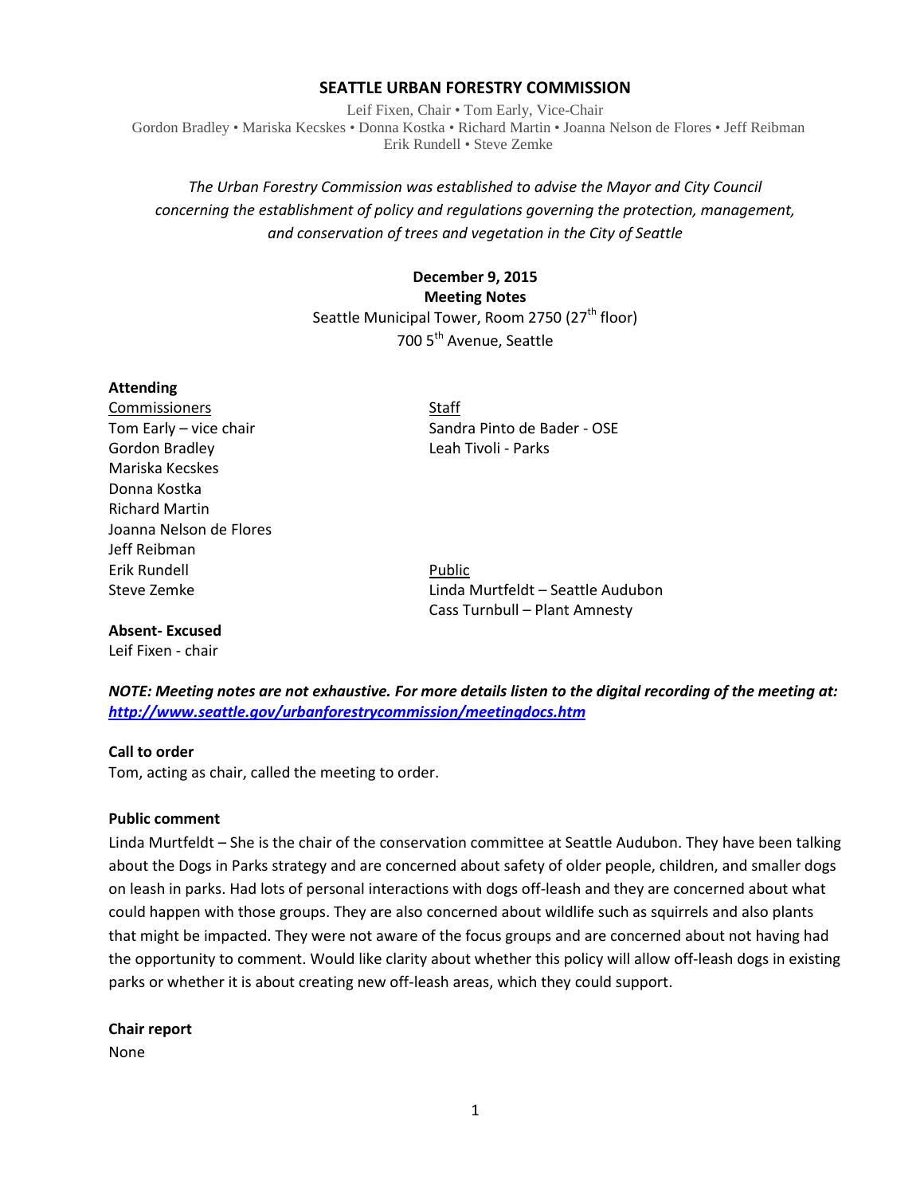# SEATTLE URBAN FORESTRY COMMISSION

Leif Fixen, Chair • Tom Early, Vice-Chair
Gordon Bradley • Mariska Kecskes • Donna Kostka • Richard Martin • Joanna Nelson de Flores • Jeff Reibman
Erik Rundell • Steve Zemke

*The Urban Forestry Commission was established to advise the Mayor and City Council concerning the establishment of policy and regulations governing the protection, management, and conservation of trees and vegetation in the City of Seattle*

**December 9, 2015**
**Meeting Notes**
Seattle Municipal Tower, Room 2750 (27th floor)
700 5th Avenue, Seattle

**Attending**

Commissioners
Tom Early – vice chair
Gordon Bradley
Mariska Kecskes
Donna Kostka
Richard Martin
Joanna Nelson de Flores
Jeff Reibman
Erik Rundell
Steve Zemke

Staff
Sandra Pinto de Bader - OSE
Leah Tivoli - Parks

Public
Linda Murtfeldt – Seattle Audubon
Cass Turnbull – Plant Amnesty

**Absent- Excused**
Leif Fixen - chair

***NOTE: Meeting notes are not exhaustive. For more details listen to the digital recording of the meeting at: http://www.seattle.gov/urbanforestrycommission/meetingdocs.htm***

**Call to order**
Tom, acting as chair, called the meeting to order.

**Public comment**
Linda Murtfeldt – She is the chair of the conservation committee at Seattle Audubon. They have been talking about the Dogs in Parks strategy and are concerned about safety of older people, children, and smaller dogs on leash in parks. Had lots of personal interactions with dogs off-leash and they are concerned about what could happen with those groups. They are also concerned about wildlife such as squirrels and also plants that might be impacted. They were not aware of the focus groups and are concerned about not having had the opportunity to comment. Would like clarity about whether this policy will allow off-leash dogs in existing parks or whether it is about creating new off-leash areas, which they could support.

**Chair report**
None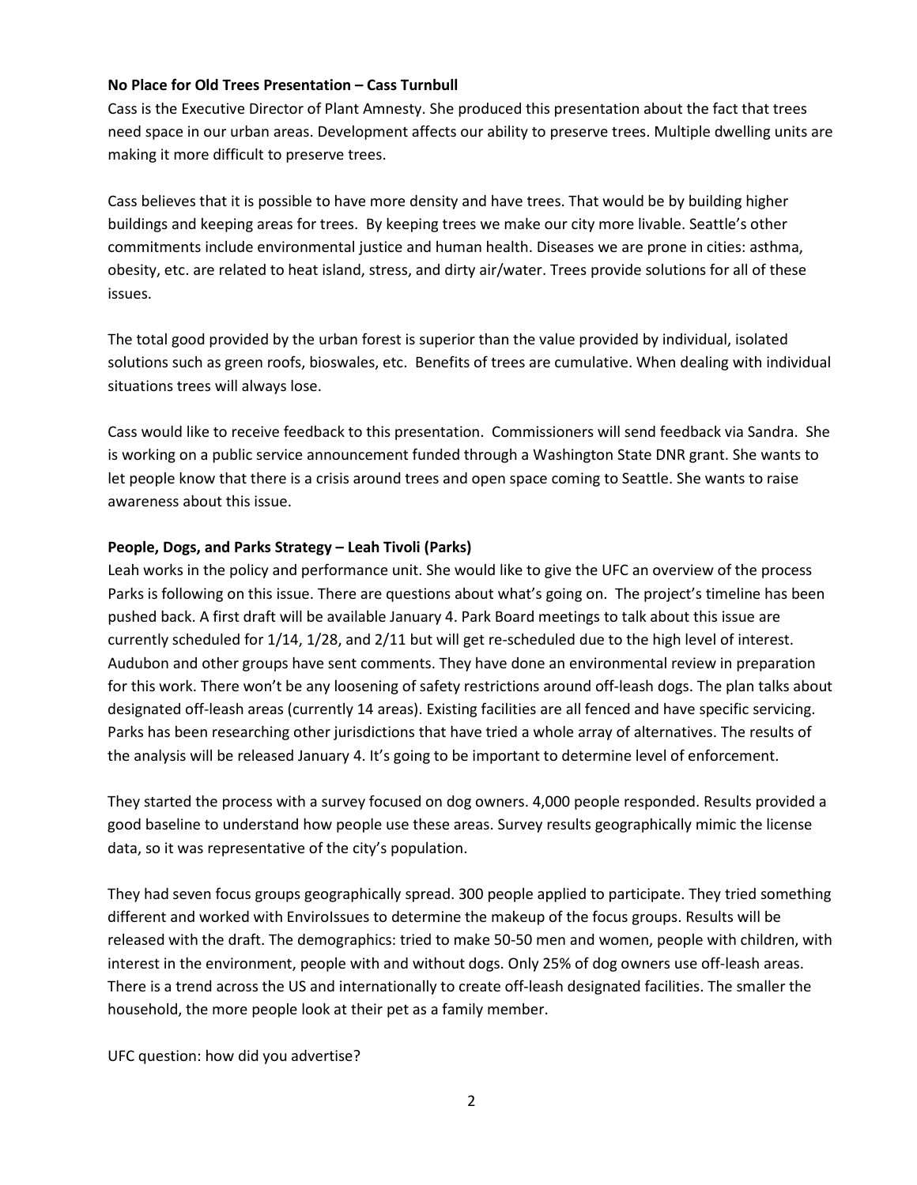**No Place for Old Trees Presentation – Cass Turnbull**

Cass is the Executive Director of Plant Amnesty. She produced this presentation about the fact that trees need space in our urban areas. Development affects our ability to preserve trees. Multiple dwelling units are making it more difficult to preserve trees.

Cass believes that it is possible to have more density and have trees. That would be by building higher buildings and keeping areas for trees. By keeping trees we make our city more livable. Seattle's other commitments include environmental justice and human health. Diseases we are prone in cities: asthma, obesity, etc. are related to heat island, stress, and dirty air/water. Trees provide solutions for all of these issues.

The total good provided by the urban forest is superior than the value provided by individual, isolated solutions such as green roofs, bioswales, etc. Benefits of trees are cumulative. When dealing with individual situations trees will always lose.

Cass would like to receive feedback to this presentation. Commissioners will send feedback via Sandra. She is working on a public service announcement funded through a Washington State DNR grant. She wants to let people know that there is a crisis around trees and open space coming to Seattle. She wants to raise awareness about this issue.

**People, Dogs, and Parks Strategy – Leah Tivoli (Parks)**

Leah works in the policy and performance unit. She would like to give the UFC an overview of the process Parks is following on this issue. There are questions about what's going on. The project's timeline has been pushed back. A first draft will be available January 4. Park Board meetings to talk about this issue are currently scheduled for 1/14, 1/28, and 2/11 but will get re-scheduled due to the high level of interest. Audubon and other groups have sent comments. They have done an environmental review in preparation for this work. There won't be any loosening of safety restrictions around off-leash dogs. The plan talks about designated off-leash areas (currently 14 areas). Existing facilities are all fenced and have specific servicing. Parks has been researching other jurisdictions that have tried a whole array of alternatives. The results of the analysis will be released January 4. It's going to be important to determine level of enforcement.

They started the process with a survey focused on dog owners. 4,000 people responded. Results provided a good baseline to understand how people use these areas. Survey results geographically mimic the license data, so it was representative of the city's population.

They had seven focus groups geographically spread. 300 people applied to participate. They tried something different and worked with EnviroIssues to determine the makeup of the focus groups. Results will be released with the draft. The demographics: tried to make 50-50 men and women, people with children, with interest in the environment, people with and without dogs. Only 25% of dog owners use off-leash areas. There is a trend across the US and internationally to create off-leash designated facilities. The smaller the household, the more people look at their pet as a family member.

UFC question: how did you advertise?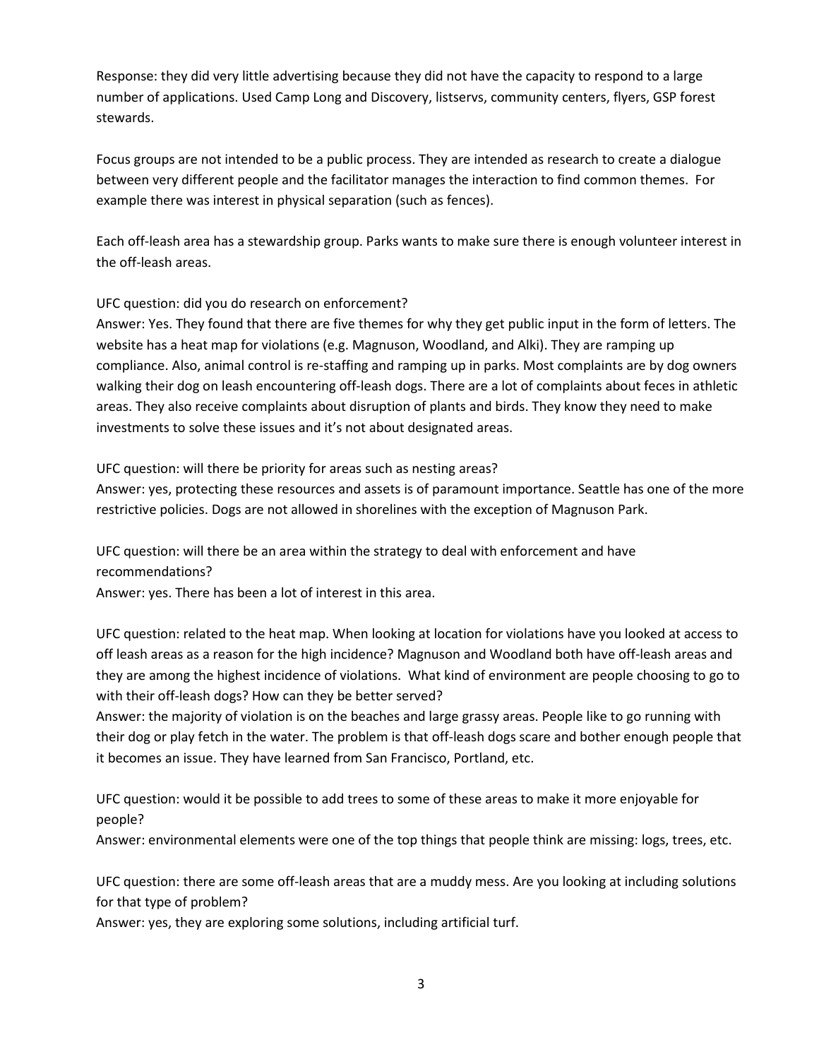Response: they did very little advertising because they did not have the capacity to respond to a large number of applications. Used Camp Long and Discovery, listservs, community centers, flyers, GSP forest stewards.

Focus groups are not intended to be a public process. They are intended as research to create a dialogue between very different people and the facilitator manages the interaction to find common themes. For example there was interest in physical separation (such as fences).

Each off-leash area has a stewardship group. Parks wants to make sure there is enough volunteer interest in the off-leash areas.

UFC question: did you do research on enforcement?
Answer: Yes. They found that there are five themes for why they get public input in the form of letters. The website has a heat map for violations (e.g. Magnuson, Woodland, and Alki). They are ramping up compliance. Also, animal control is re-staffing and ramping up in parks. Most complaints are by dog owners walking their dog on leash encountering off-leash dogs. There are a lot of complaints about feces in athletic areas. They also receive complaints about disruption of plants and birds. They know they need to make investments to solve these issues and it's not about designated areas.

UFC question: will there be priority for areas such as nesting areas?
Answer: yes, protecting these resources and assets is of paramount importance. Seattle has one of the more restrictive policies. Dogs are not allowed in shorelines with the exception of Magnuson Park.

UFC question: will there be an area within the strategy to deal with enforcement and have recommendations?
Answer: yes. There has been a lot of interest in this area.

UFC question: related to the heat map. When looking at location for violations have you looked at access to off leash areas as a reason for the high incidence? Magnuson and Woodland both have off-leash areas and they are among the highest incidence of violations. What kind of environment are people choosing to go to with their off-leash dogs? How can they be better served?
Answer: the majority of violation is on the beaches and large grassy areas. People like to go running with their dog or play fetch in the water. The problem is that off-leash dogs scare and bother enough people that it becomes an issue. They have learned from San Francisco, Portland, etc.

UFC question: would it be possible to add trees to some of these areas to make it more enjoyable for people?
Answer: environmental elements were one of the top things that people think are missing: logs, trees, etc.

UFC question: there are some off-leash areas that are a muddy mess. Are you looking at including solutions for that type of problem?
Answer: yes, they are exploring some solutions, including artificial turf.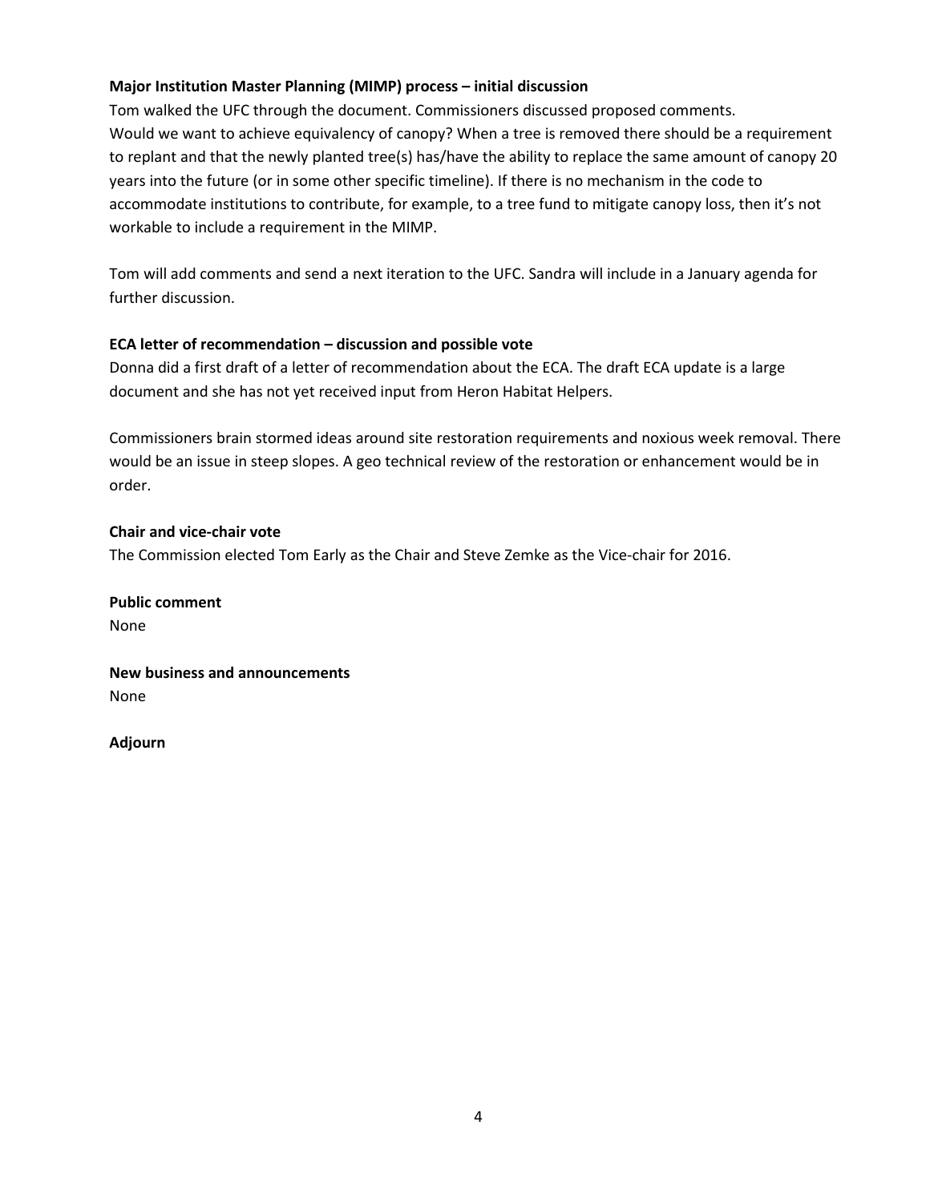**Major Institution Master Planning (MIMP) process – initial discussion**

Tom walked the UFC through the document. Commissioners discussed proposed comments.
Would we want to achieve equivalency of canopy? When a tree is removed there should be a requirement to replant and that the newly planted tree(s) has/have the ability to replace the same amount of canopy 20 years into the future (or in some other specific timeline). If there is no mechanism in the code to accommodate institutions to contribute, for example, to a tree fund to mitigate canopy loss, then it's not workable to include a requirement in the MIMP.

Tom will add comments and send a next iteration to the UFC. Sandra will include in a January agenda for further discussion.

**ECA letter of recommendation – discussion and possible vote**

Donna did a first draft of a letter of recommendation about the ECA. The draft ECA update is a large document and she has not yet received input from Heron Habitat Helpers.

Commissioners brain stormed ideas around site restoration requirements and noxious week removal. There would be an issue in steep slopes. A geo technical review of the restoration or enhancement would be in order.

**Chair and vice-chair vote**

The Commission elected Tom Early as the Chair and Steve Zemke as the Vice-chair for 2016.

**Public comment**

None

**New business and announcements**

None

**Adjourn**